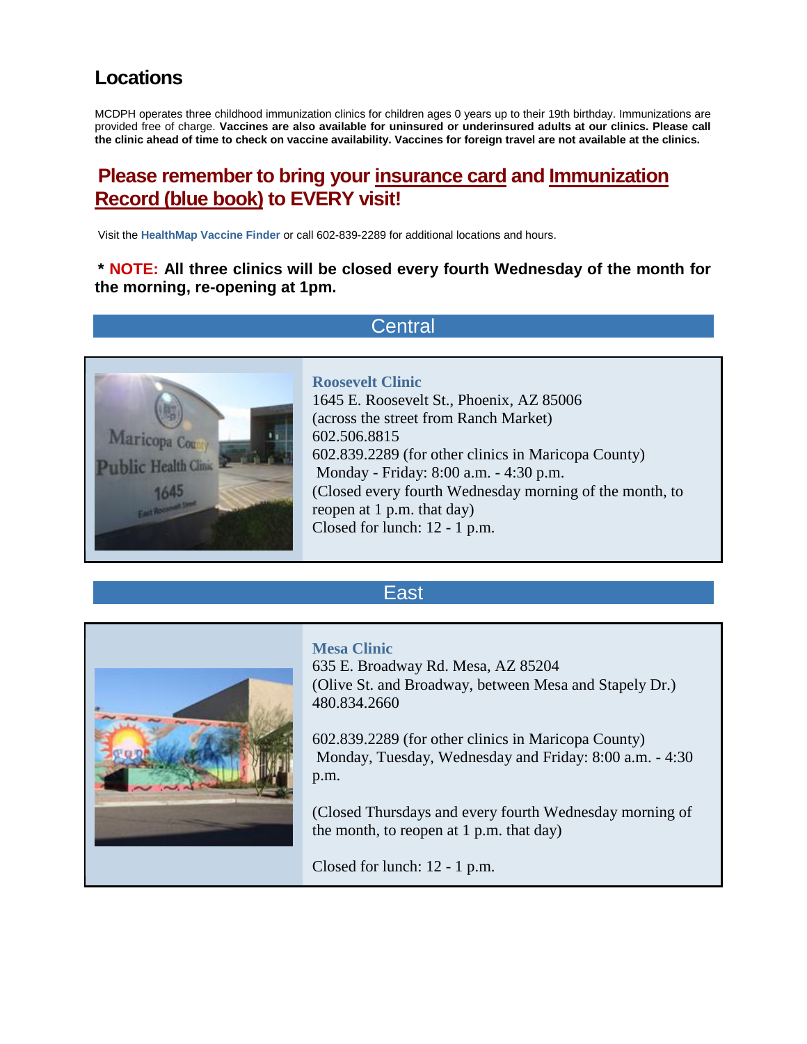## Locations

MCDPH operates three childhood immunization clinics for children ages 0 years up to their 19th birthday. Immunizations are provided free of charge. **Vaccines are also available for uninsured or underinsured adults at our clinics. Please call the clinic ahead of time to check on vaccine availability. Vaccines for foreign travel are not available at the clinics.**

### Please remember to bring your insurance card and Immunization Record (blue book) to EVERY visit!

Visit the **HealthMap Vaccine Finder** or call 602-839-2289 for additional locations and hours.

**\* NOTE: All three clinics will be closed every fourth Wednesday of the month for the morning, re-opening at 1pm.**

### Central

**Roosevelt Clinic**
1645 E. Roosevelt St., Phoenix, AZ 85006
(across the street from Ranch Market)
602.506.8815
602.839.2289 (for other clinics in Maricopa County)
Monday - Friday: 8:00 a.m. - 4:30 p.m.
(Closed every fourth Wednesday morning of the month, to reopen at 1 p.m. that day)
Closed for lunch: 12 - 1 p.m.

### East

**Mesa Clinic**
635 E. Broadway Rd. Mesa, AZ 85204
(Olive St. and Broadway, between Mesa and Stapely Dr.)
480.834.2660

602.839.2289 (for other clinics in Maricopa County)
Monday, Tuesday, Wednesday and Friday: 8:00 a.m. - 4:30 p.m.

(Closed Thursdays and every fourth Wednesday morning of the month, to reopen at 1 p.m. that day)

Closed for lunch: 12 - 1 p.m.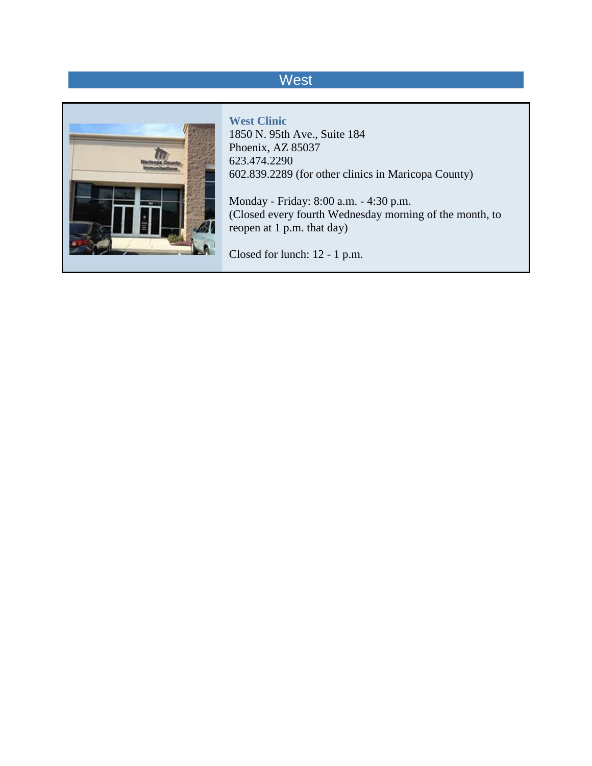## West

**West Clinic**
1850 N. 95th Ave., Suite 184
Phoenix, AZ 85037
623.474.2290
602.839.2289 (for other clinics in Maricopa County)

Monday - Friday: 8:00 a.m. - 4:30 p.m.
(Closed every fourth Wednesday morning of the month, to reopen at 1 p.m. that day)

Closed for lunch: 12 - 1 p.m.